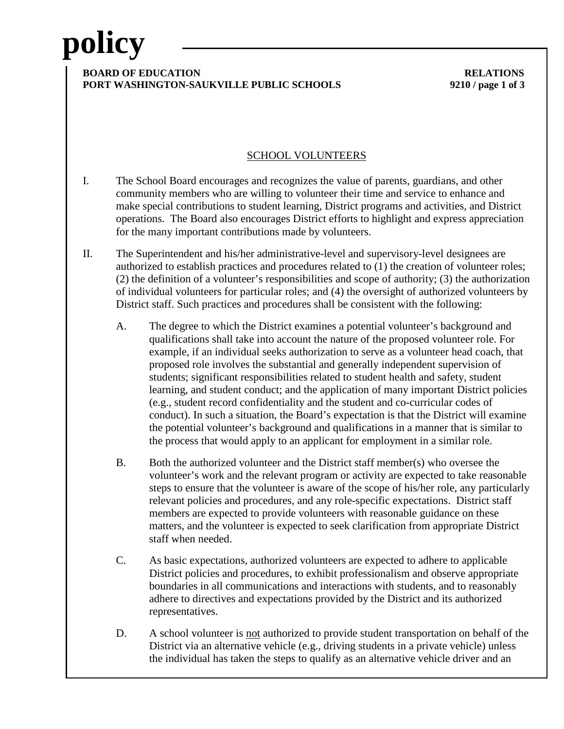# policy

**BOARD OF EDUCATION** **RELATIONS**
**PORT WASHINGTON-SAUKVILLE PUBLIC SCHOOLS** **9210**

## SCHOOL VOLUNTEERS

I. The School Board encourages and recognizes the value of parents, guardians, and other community members who are willing to volunteer their time and service to enhance and make special contributions to student learning, District programs and activities, and District operations. The Board also encourages District efforts to highlight and express appreciation for the many important contributions made by volunteers.

II. The Superintendent and his/her administrative-level and supervisory-level designees are authorized to establish practices and procedures related to (1) the creation of volunteer roles; (2) the definition of a volunteer's responsibilities and scope of authority; (3) the authorization of individual volunteers for particular roles; and (4) the oversight of authorized volunteers by District staff. Such practices and procedures shall be consistent with the following:

   A. The degree to which the District examines a potential volunteer's background and qualifications shall take into account the nature of the proposed volunteer role. For example, if an individual seeks authorization to serve as a volunteer head coach, that proposed role involves the substantial and generally independent supervision of students; significant responsibilities related to student health and safety, student learning, and student conduct; and the application of many important District policies (e.g., student record confidentiality and the student and co-curricular codes of conduct). In such a situation, the Board's expectation is that the District will examine the potential volunteer's background and qualifications in a manner that is similar to the process that would apply to an applicant for employment in a similar role.

   B. Both the authorized volunteer and the District staff member(s) who oversee the volunteer's work and the relevant program or activity are expected to take reasonable steps to ensure that the volunteer is aware of the scope of his/her role, any particularly relevant policies and procedures, and any role-specific expectations. District staff members are expected to provide volunteers with reasonable guidance on these matters, and the volunteer is expected to seek clarification from appropriate District staff when needed.

   C. As basic expectations, authorized volunteers are expected to adhere to applicable District policies and procedures, to exhibit professionalism and observe appropriate boundaries in all communications and interactions with students, and to reasonably adhere to directives and expectations provided by the District and its authorized representatives.

   D. A school volunteer is not authorized to provide student transportation on behalf of the District via an alternative vehicle (e.g., driving students in a private vehicle) unless the individual has taken the steps to qualify as an alternative vehicle driver and an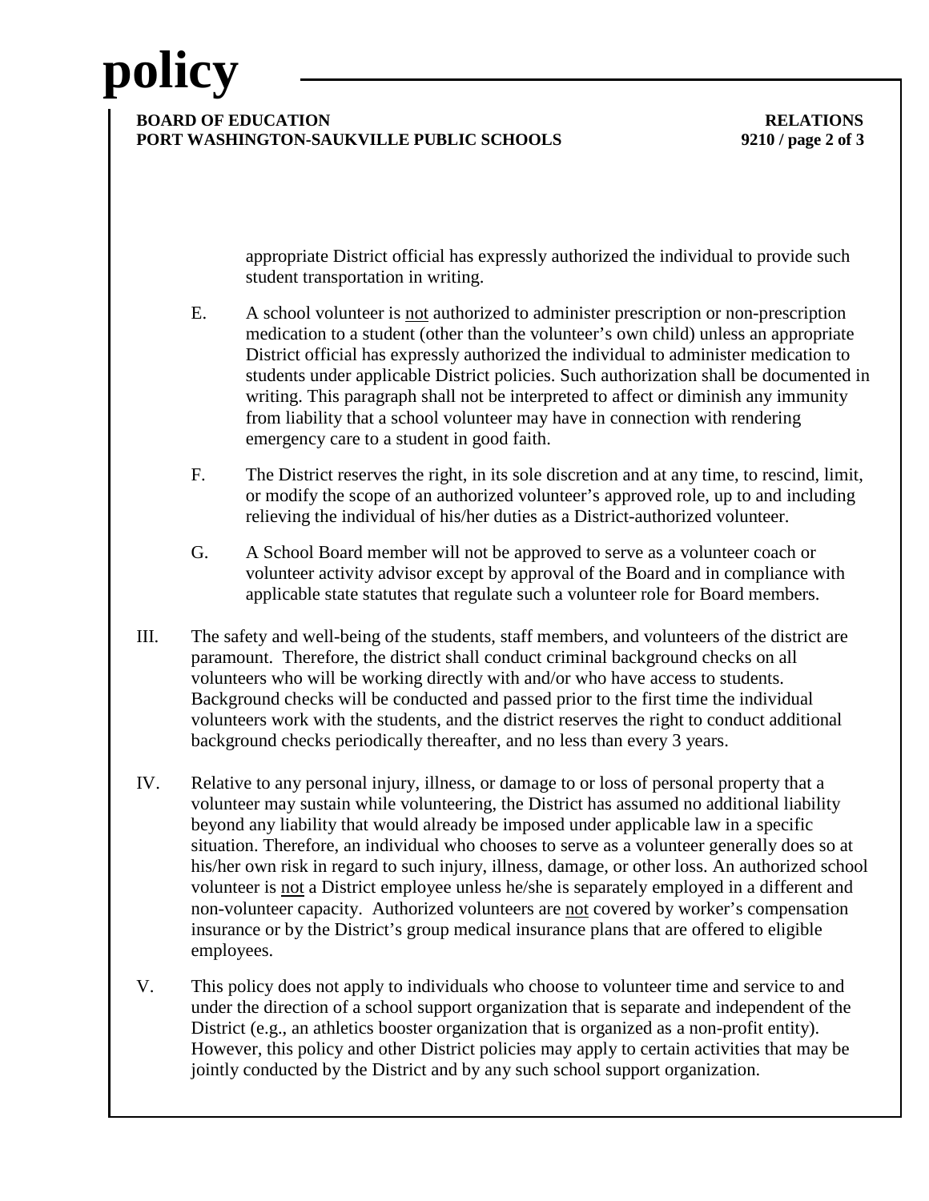appropriate District official has expressly authorized the individual to provide such student transportation in writing.

E. A school volunteer is <u>not</u> authorized to administer prescription or non-prescription medication to a student (other than the volunteer's own child) unless an appropriate District official has expressly authorized the individual to administer medication to students under applicable District policies. Such authorization shall be documented in writing. This paragraph shall not be interpreted to affect or diminish any immunity from liability that a school volunteer may have in connection with rendering emergency care to a student in good faith.

F. The District reserves the right, in its sole discretion and at any time, to rescind, limit, or modify the scope of an authorized volunteer's approved role, up to and including relieving the individual of his/her duties as a District-authorized volunteer.

G. A School Board member will not be approved to serve as a volunteer coach or volunteer activity advisor except by approval of the Board and in compliance with applicable state statutes that regulate such a volunteer role for Board members.

III. The safety and well-being of the students, staff members, and volunteers of the district are paramount. Therefore, the district shall conduct criminal background checks on all volunteers who will be working directly with and/or who have access to students. Background checks will be conducted and passed prior to the first time the individual volunteers work with the students, and the district reserves the right to conduct additional background checks periodically thereafter, and no less than every 3 years.

IV. Relative to any personal injury, illness, or damage to or loss of personal property that a volunteer may sustain while volunteering, the District has assumed no additional liability beyond any liability that would already be imposed under applicable law in a specific situation. Therefore, an individual who chooses to serve as a volunteer generally does so at his/her own risk in regard to such injury, illness, damage, or other loss. An authorized school volunteer is <u>not</u> a District employee unless he/she is separately employed in a different and non-volunteer capacity. Authorized volunteers are <u>not</u> covered by worker's compensation insurance or by the District's group medical insurance plans that are offered to eligible employees.

V. This policy does not apply to individuals who choose to volunteer time and service to and under the direction of a school support organization that is separate and independent of the District (e.g., an athletics booster organization that is organized as a non-profit entity). However, this policy and other District policies may apply to certain activities that may be jointly conducted by the District and by any such school support organization.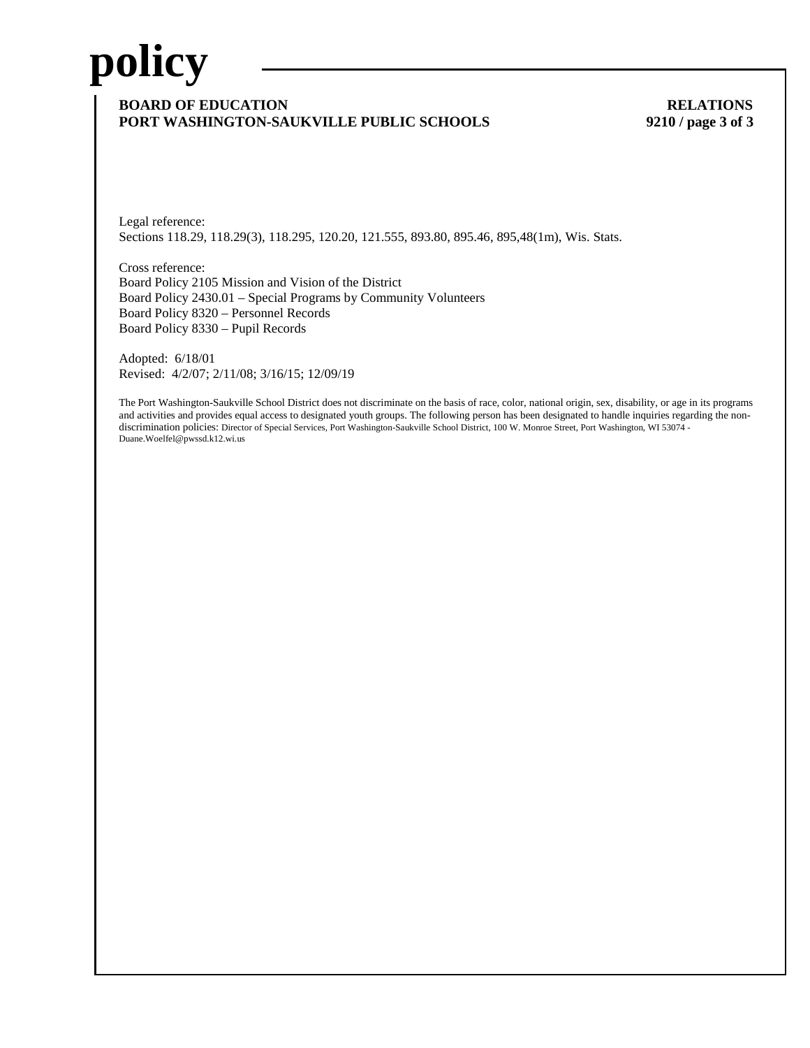Legal reference:
Sections 118.29, 118.29(3), 118.295, 120.20, 121.555, 893.80, 895.46, 895,48(1m), Wis. Stats.

Cross reference:
Board Policy 2105 Mission and Vision of the District
Board Policy 2430.01 – Special Programs by Community Volunteers
Board Policy 8320 – Personnel Records
Board Policy 8330 – Pupil Records

Adopted: 6/18/01
Revised: 4/2/07; 2/11/08; 3/16/15; 12/09/19

The Port Washington-Saukville School District does not discriminate on the basis of race, color, national origin, sex, disability, or age in its programs and activities and provides equal access to designated youth groups. The following person has been designated to handle inquiries regarding the non-discrimination policies: Director of Special Services, Port Washington-Saukville School District, 100 W. Monroe Street, Port Washington, WI 53074 - Duane.Woelfel@pwssd.k12.wi.us